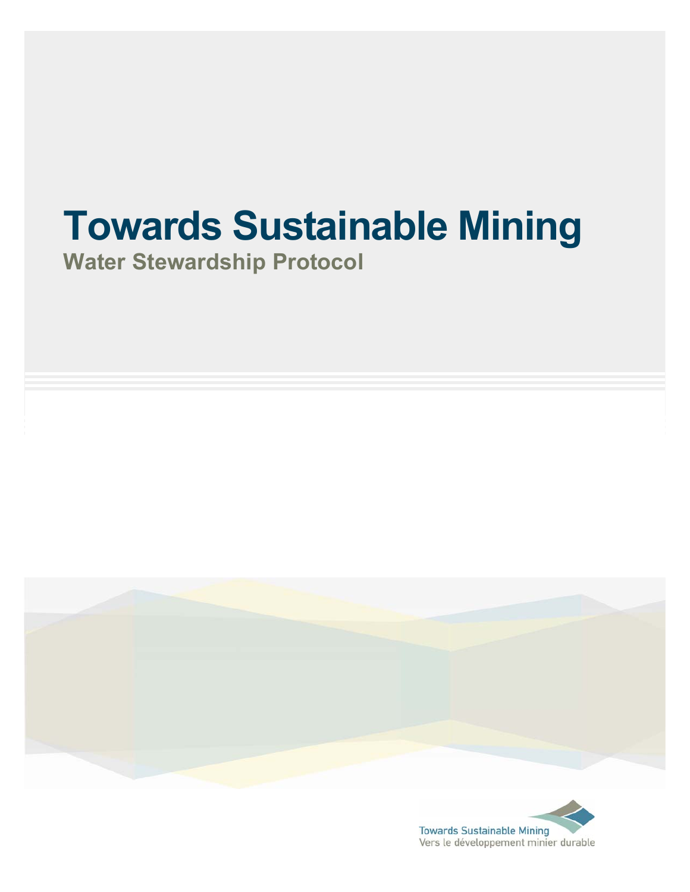# Towards Sustainable Mining

## Water Stewardship Protocol

Towards Sustainable Mining
Vers le développement minier durable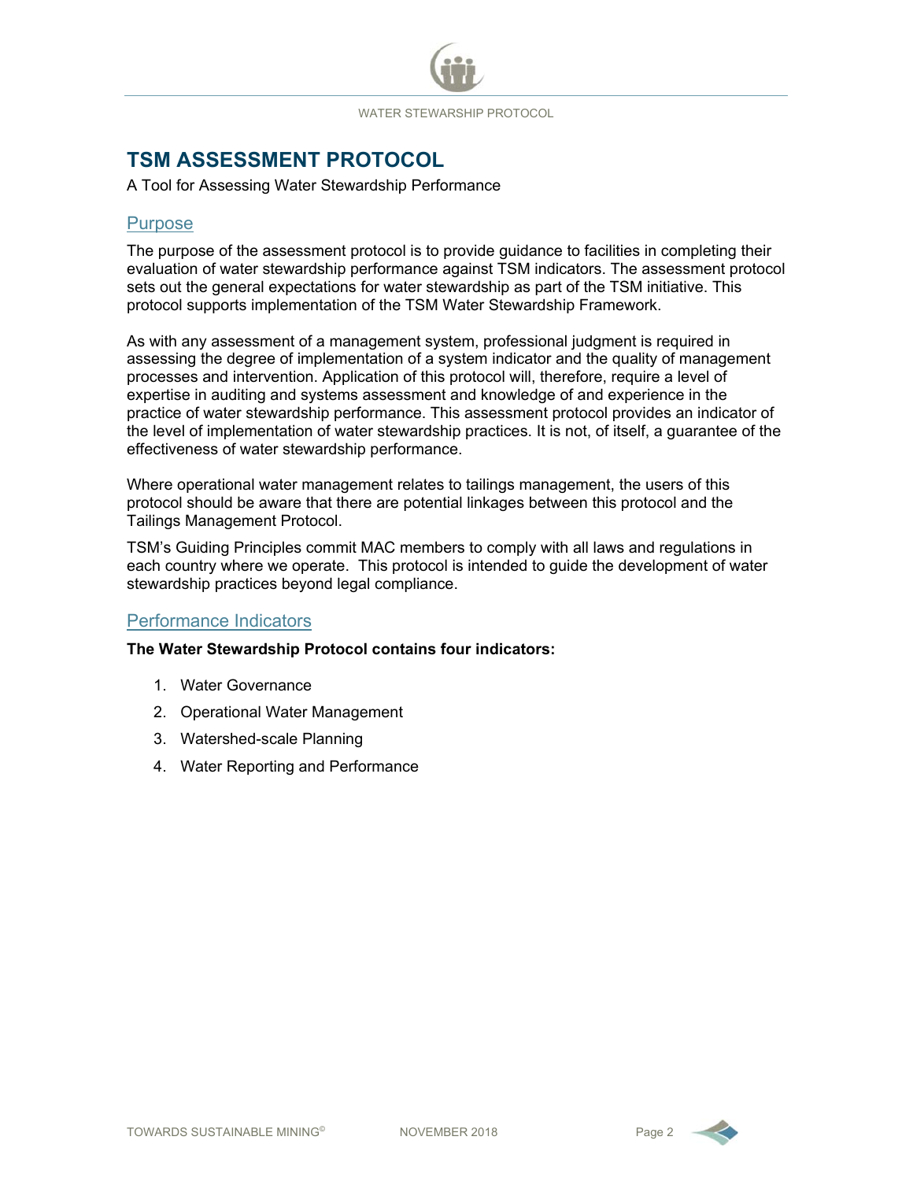# TSM ASSESSMENT PROTOCOL

A Tool for Assessing Water Stewardship Performance

## Purpose

The purpose of the assessment protocol is to provide guidance to facilities in completing their evaluation of water stewardship performance against TSM indicators. The assessment protocol sets out the general expectations for water stewardship as part of the TSM initiative. This protocol supports implementation of the TSM Water Stewardship Framework.

As with any assessment of a management system, professional judgment is required in assessing the degree of implementation of a system indicator and the quality of management processes and intervention. Application of this protocol will, therefore, require a level of expertise in auditing and systems assessment and knowledge of and experience in the practice of water stewardship performance. This assessment protocol provides an indicator of the level of implementation of water stewardship practices. It is not, of itself, a guarantee of the effectiveness of water stewardship performance.

Where operational water management relates to tailings management, the users of this protocol should be aware that there are potential linkages between this protocol and the Tailings Management Protocol.

TSM's Guiding Principles commit MAC members to comply with all laws and regulations in each country where we operate. This protocol is intended to guide the development of water stewardship practices beyond legal compliance.

## Performance Indicators

**The Water Stewardship Protocol contains four indicators:**

1. Water Governance
2. Operational Water Management
3. Watershed-scale Planning
4. Water Reporting and Performance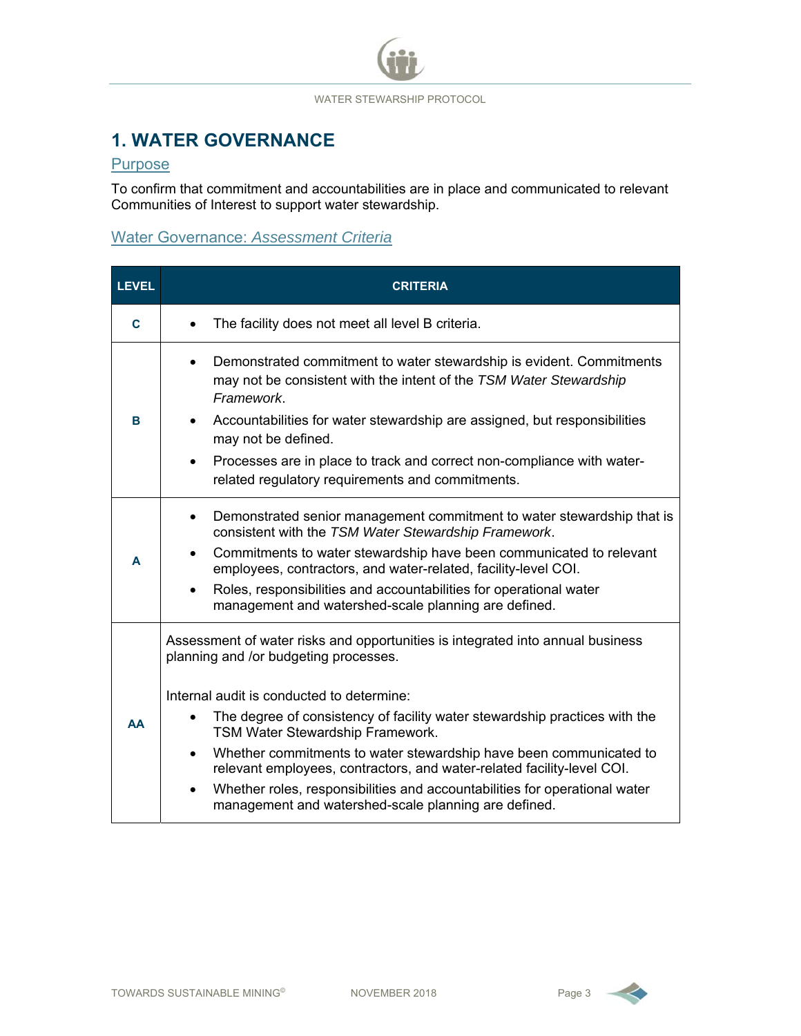# 1. WATER GOVERNANCE

## Purpose

To confirm that commitment and accountabilities are in place and communicated to relevant Communities of Interest to support water stewardship.

## Water Governance: *Assessment Criteria*

| LEVEL | CRITERIA |
|---|---|
| **C** | • The facility does not meet all level B criteria. |
| **B** | • Demonstrated commitment to water stewardship is evident. Commitments may not be consistent with the intent of the *TSM Water Stewardship Framework*.<br>• Accountabilities for water stewardship are assigned, but responsibilities may not be defined.<br>• Processes are in place to track and correct non-compliance with water-related regulatory requirements and commitments. |
| **A** | • Demonstrated senior management commitment to water stewardship that is consistent with the *TSM Water Stewardship Framework*.<br>• Commitments to water stewardship have been communicated to relevant employees, contractors, and water-related, facility-level COI.<br>• Roles, responsibilities and accountabilities for operational water management and watershed-scale planning are defined. |
| **AA** | Assessment of water risks and opportunities is integrated into annual business planning and /or budgeting processes.<br><br>Internal audit is conducted to determine:<br>• The degree of consistency of facility water stewardship practices with the TSM Water Stewardship Framework.<br>• Whether commitments to water stewardship have been communicated to relevant employees, contractors, and water-related facility-level COI.<br>• Whether roles, responsibilities and accountabilities for operational water management and watershed-scale planning are defined. |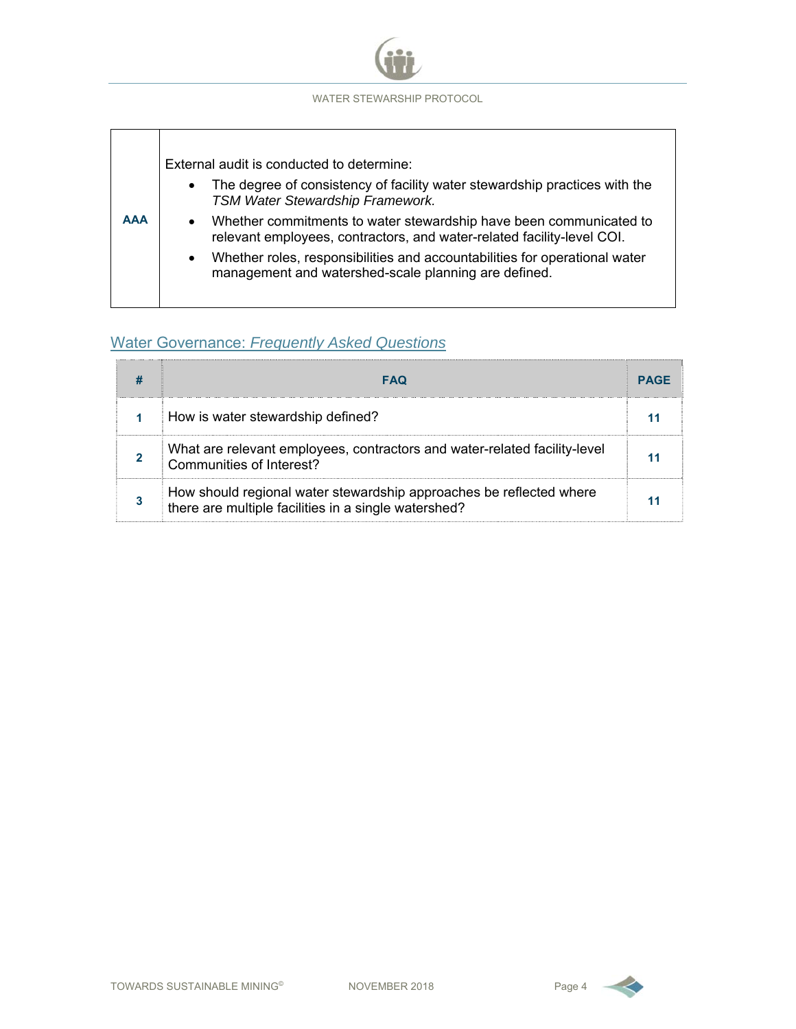| | |
|---|---|
| **AAA** | External audit is conducted to determine:<br>• The degree of consistency of facility water stewardship practices with the *TSM Water Stewardship Framework.*<br>• Whether commitments to water stewardship have been communicated to relevant employees, contractors, and water-related facility-level COI.<br>• Whether roles, responsibilities and accountabilities for operational water management and watershed-scale planning are defined. |

## Water Governance: *Frequently Asked Questions*

| # | FAQ | PAGE |
|---|---|---|
| 1 | How is water stewardship defined? | 11 |
| 2 | What are relevant employees, contractors and water-related facility-level Communities of Interest? | 11 |
| 3 | How should regional water stewardship approaches be reflected where there are multiple facilities in a single watershed? | 11 |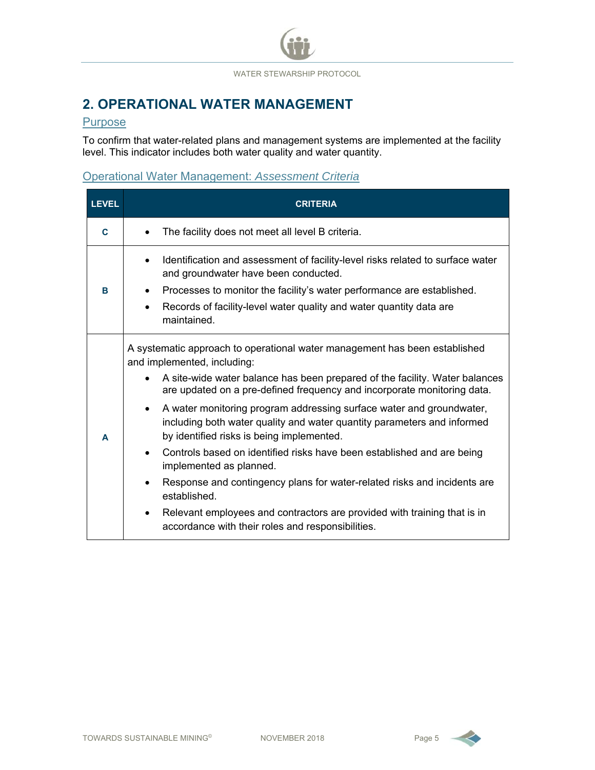## 2. OPERATIONAL WATER MANAGEMENT

### Purpose

To confirm that water-related plans and management systems are implemented at the facility level. This indicator includes both water quality and water quantity.

### Operational Water Management: *Assessment Criteria*

| LEVEL | CRITERIA |
|---|---|
| **C** | • The facility does not meet all level B criteria. |
| **B** | • Identification and assessment of facility-level risks related to surface water and groundwater have been conducted.<br>• Processes to monitor the facility's water performance are established.<br>• Records of facility-level water quality and water quantity data are maintained. |
| **A** | A systematic approach to operational water management has been established and implemented, including:<br>• A site-wide water balance has been prepared of the facility. Water balances are updated on a pre-defined frequency and incorporate monitoring data.<br>• A water monitoring program addressing surface water and groundwater, including both water quality and water quantity parameters and informed by identified risks is being implemented.<br>• Controls based on identified risks have been established and are being implemented as planned.<br>• Response and contingency plans for water-related risks and incidents are established.<br>• Relevant employees and contractors are provided with training that is in accordance with their roles and responsibilities. |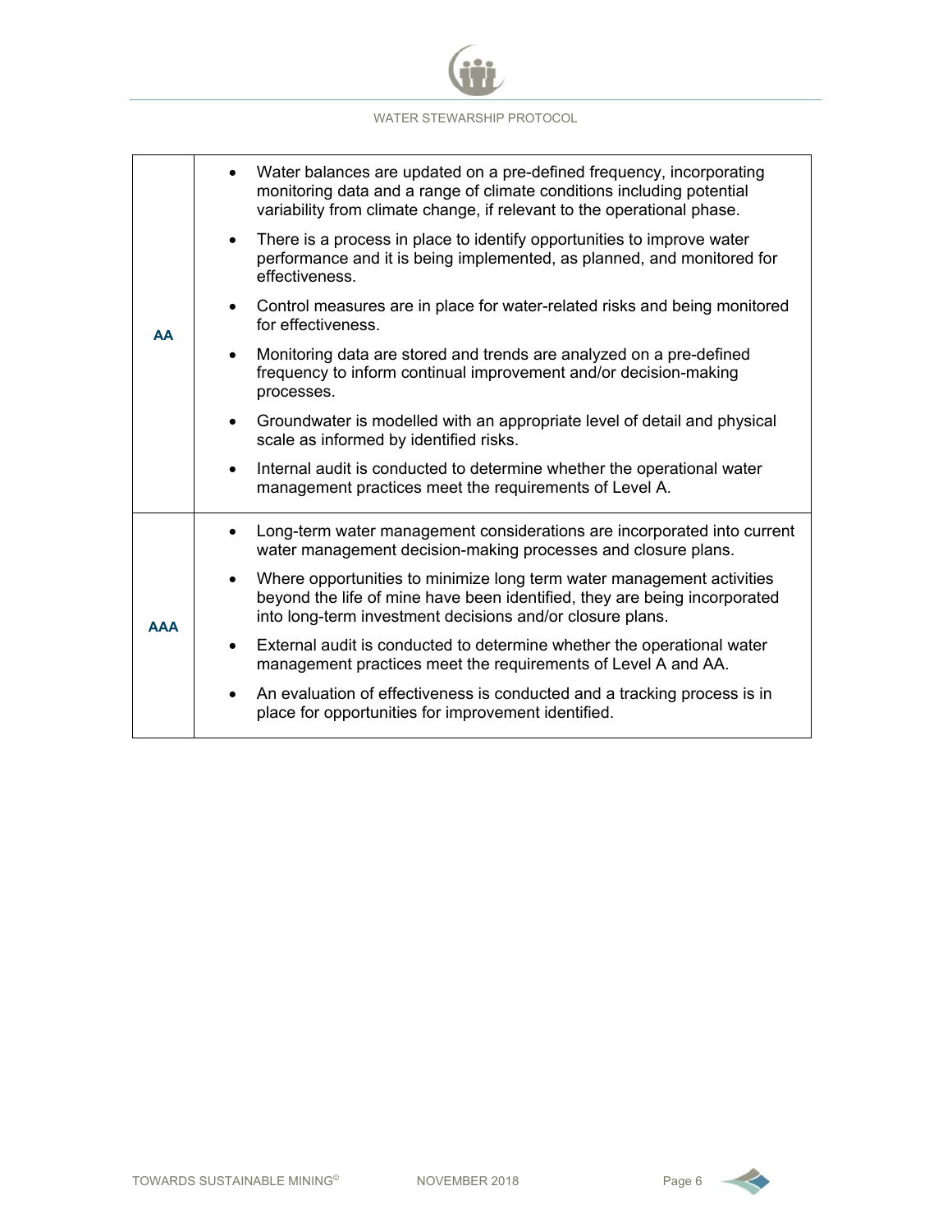| | |
|---|---|
| **AA** | • Water balances are updated on a pre-defined frequency, incorporating monitoring data and a range of climate conditions including potential variability from climate change, if relevant to the operational phase.<br>• There is a process in place to identify opportunities to improve water performance and it is being implemented, as planned, and monitored for effectiveness.<br>• Control measures are in place for water-related risks and being monitored for effectiveness.<br>• Monitoring data are stored and trends are analyzed on a pre-defined frequency to inform continual improvement and/or decision-making processes.<br>• Groundwater is modelled with an appropriate level of detail and physical scale as informed by identified risks.<br>• Internal audit is conducted to determine whether the operational water management practices meet the requirements of Level A. |
| **AAA** | • Long-term water management considerations are incorporated into current water management decision-making processes and closure plans.<br>• Where opportunities to minimize long term water management activities beyond the life of mine have been identified, they are being incorporated into long-term investment decisions and/or closure plans.<br>• External audit is conducted to determine whether the operational water management practices meet the requirements of Level A and AA.<br>• An evaluation of effectiveness is conducted and a tracking process is in place for opportunities for improvement identified. |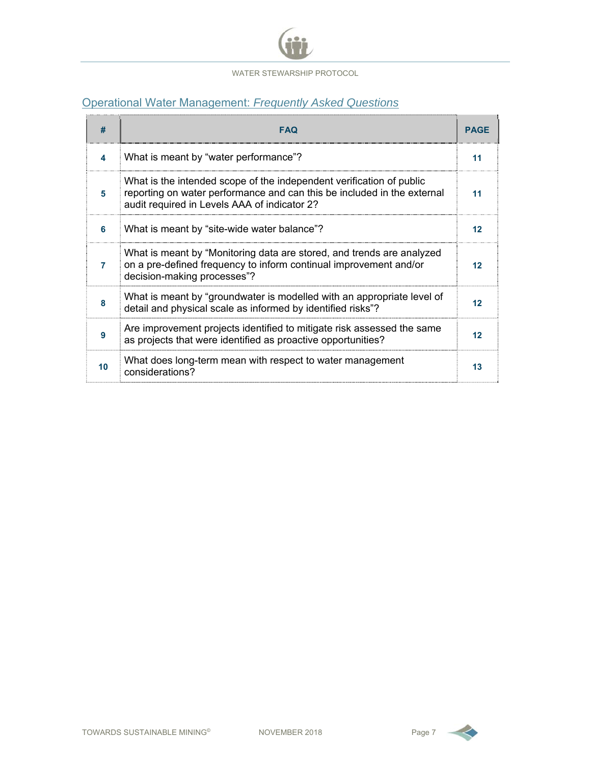## Operational Water Management: *Frequently Asked Questions*

| # | FAQ | PAGE |
|---|---|---|
| 4 | What is meant by "water performance"? | 11 |
| 5 | What is the intended scope of the independent verification of public reporting on water performance and can this be included in the external audit required in Levels AAA of indicator 2? | 11 |
| 6 | What is meant by "site-wide water balance"? | 12 |
| 7 | What is meant by "Monitoring data are stored, and trends are analyzed on a pre-defined frequency to inform continual improvement and/or decision-making processes"? | 12 |
| 8 | What is meant by "groundwater is modelled with an appropriate level of detail and physical scale as informed by identified risks"? | 12 |
| 9 | Are improvement projects identified to mitigate risk assessed the same as projects that were identified as proactive opportunities? | 12 |
| 10 | What does long-term mean with respect to water management considerations? | 13 |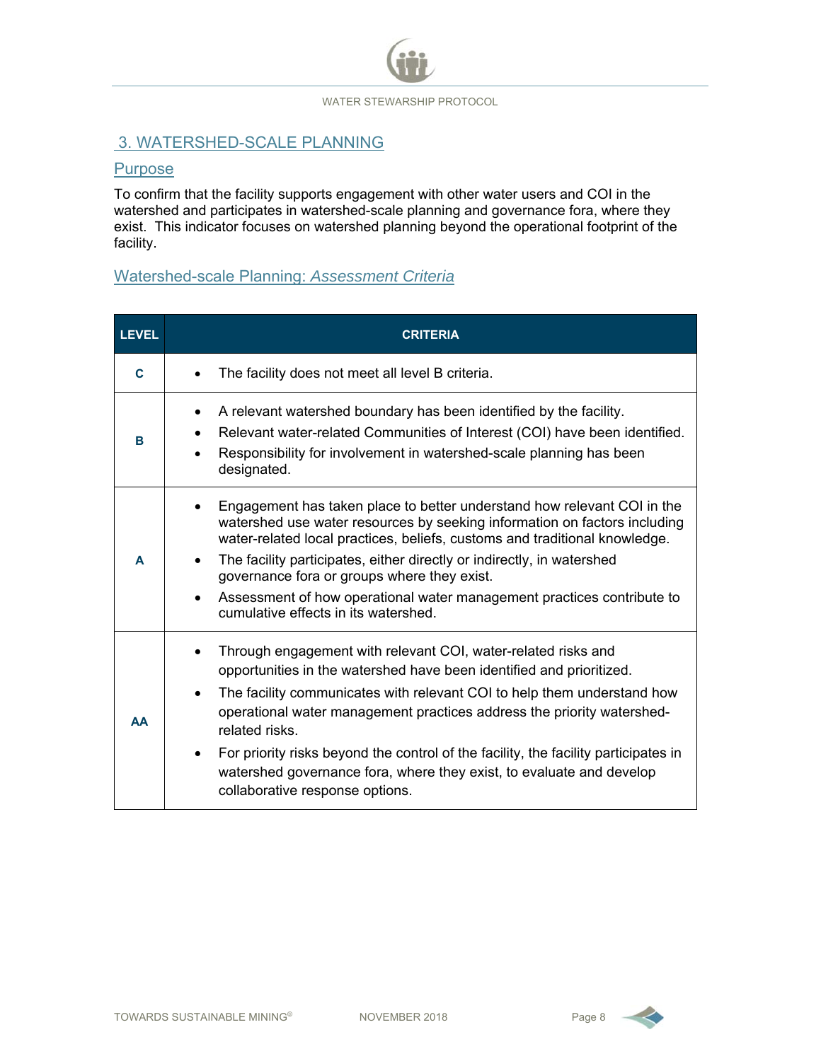## 3. WATERSHED-SCALE PLANNING

### Purpose

To confirm that the facility supports engagement with other water users and COI in the watershed and participates in watershed-scale planning and governance fora, where they exist. This indicator focuses on watershed planning beyond the operational footprint of the facility.

### Watershed-scale Planning: *Assessment Criteria*

| LEVEL | CRITERIA |
|---|---|
| **C** | • The facility does not meet all level B criteria. |
| **B** | • A relevant watershed boundary has been identified by the facility.<br>• Relevant water-related Communities of Interest (COI) have been identified.<br>• Responsibility for involvement in watershed-scale planning has been designated. |
| **A** | • Engagement has taken place to better understand how relevant COI in the watershed use water resources by seeking information on factors including water-related local practices, beliefs, customs and traditional knowledge.<br>• The facility participates, either directly or indirectly, in watershed governance fora or groups where they exist.<br>• Assessment of how operational water management practices contribute to cumulative effects in its watershed. |
| **AA** | • Through engagement with relevant COI, water-related risks and opportunities in the watershed have been identified and prioritized.<br>• The facility communicates with relevant COI to help them understand how operational water management practices address the priority watershed-related risks.<br>• For priority risks beyond the control of the facility, the facility participates in watershed governance fora, where they exist, to evaluate and develop collaborative response options. |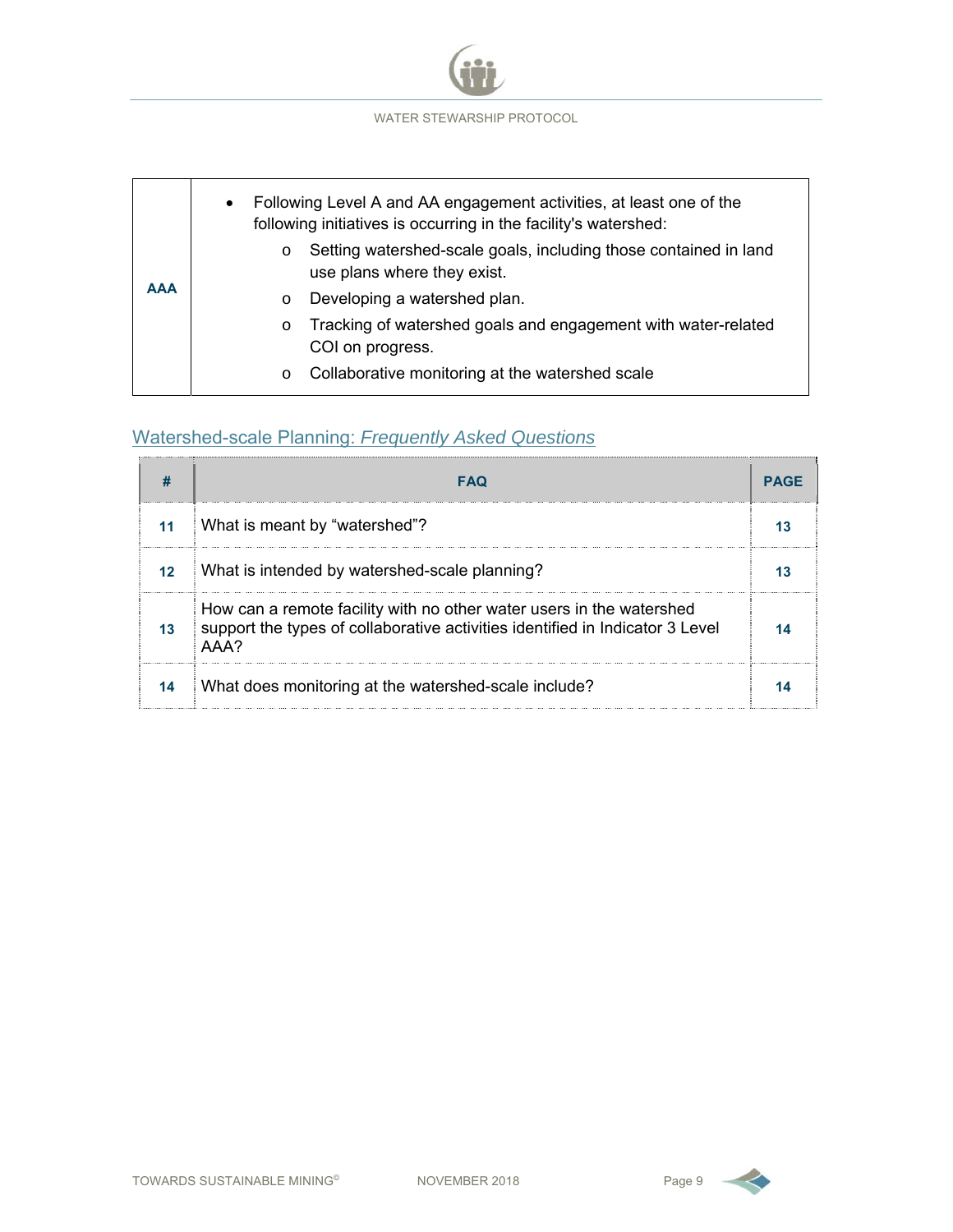| AAA | <ul><li>Following Level A and AA engagement activities, at least one of the following initiatives is occurring in the facility's watershed:<ul><li>Setting watershed-scale goals, including those contained in land use plans where they exist.</li><li>Developing a watershed plan.</li><li>Tracking of watershed goals and engagement with water-related COI on progress.</li><li>Collaborative monitoring at the watershed scale</li></ul></li></ul> |
|---|---|

## Watershed-scale Planning: *Frequently Asked Questions*

| # | FAQ | PAGE |
|---|---|---|
| 11 | What is meant by “watershed”? | 13 |
| 12 | What is intended by watershed-scale planning? | 13 |
| 13 | How can a remote facility with no other water users in the watershed support the types of collaborative activities identified in Indicator 3 Level AAA? | 14 |
| 14 | What does monitoring at the watershed-scale include? | 14 |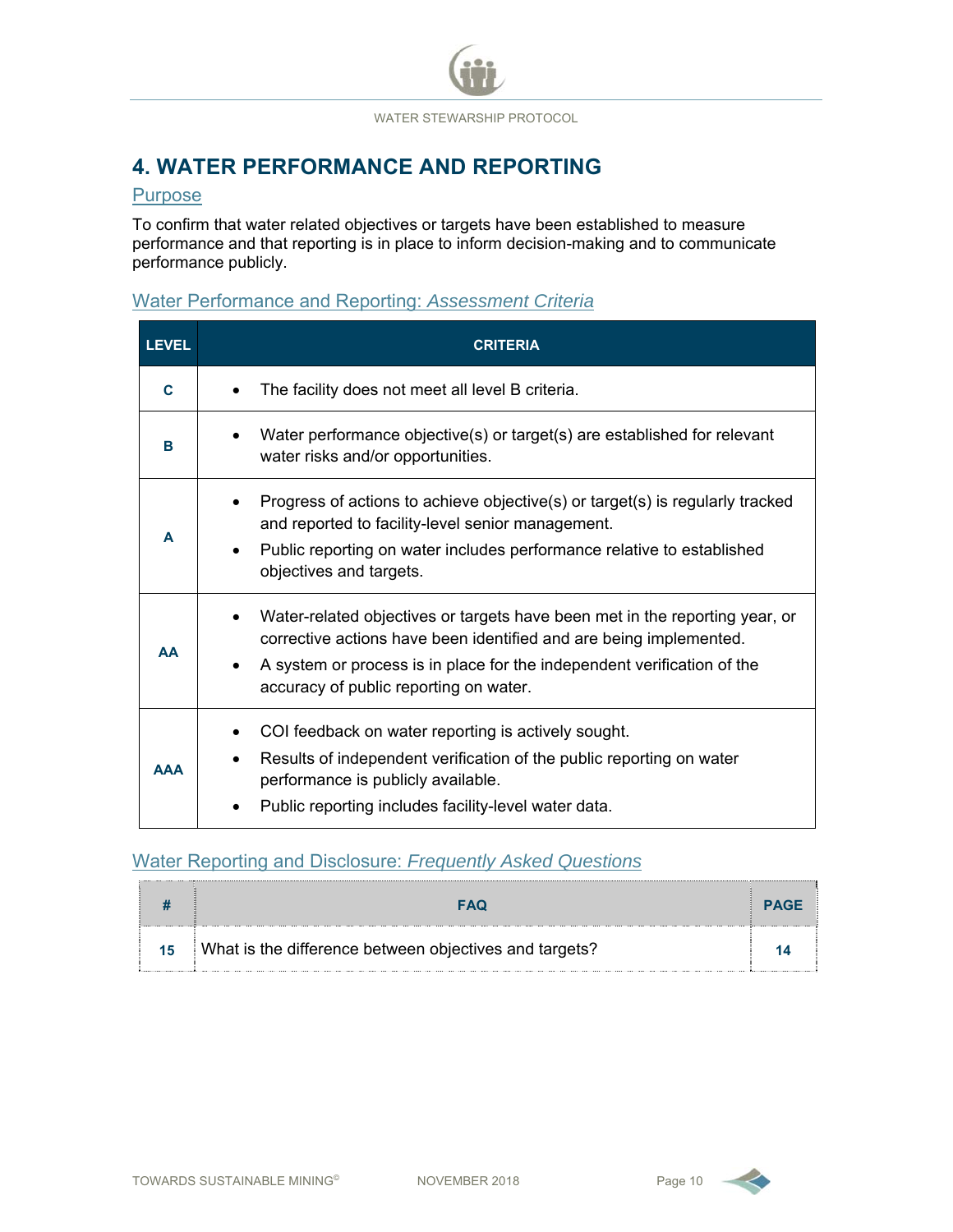## 4. WATER PERFORMANCE AND REPORTING

### Purpose

To confirm that water related objectives or targets have been established to measure performance and that reporting is in place to inform decision-making and to communicate performance publicly.

### Water Performance and Reporting: *Assessment Criteria*

| LEVEL | CRITERIA |
|---|---|
| **C** | • The facility does not meet all level B criteria. |
| **B** | • Water performance objective(s) or target(s) are established for relevant water risks and/or opportunities. |
| **A** | • Progress of actions to achieve objective(s) or target(s) is regularly tracked and reported to facility-level senior management.<br>• Public reporting on water includes performance relative to established objectives and targets. |
| **AA** | • Water-related objectives or targets have been met in the reporting year, or corrective actions have been identified and are being implemented.<br>• A system or process is in place for the independent verification of the accuracy of public reporting on water. |
| **AAA** | • COI feedback on water reporting is actively sought.<br>• Results of independent verification of the public reporting on water performance is publicly available.<br>• Public reporting includes facility-level water data. |

### Water Reporting and Disclosure: *Frequently Asked Questions*

| # | FAQ | PAGE |
|---|---|---|
| 15 | What is the difference between objectives and targets? | 14 |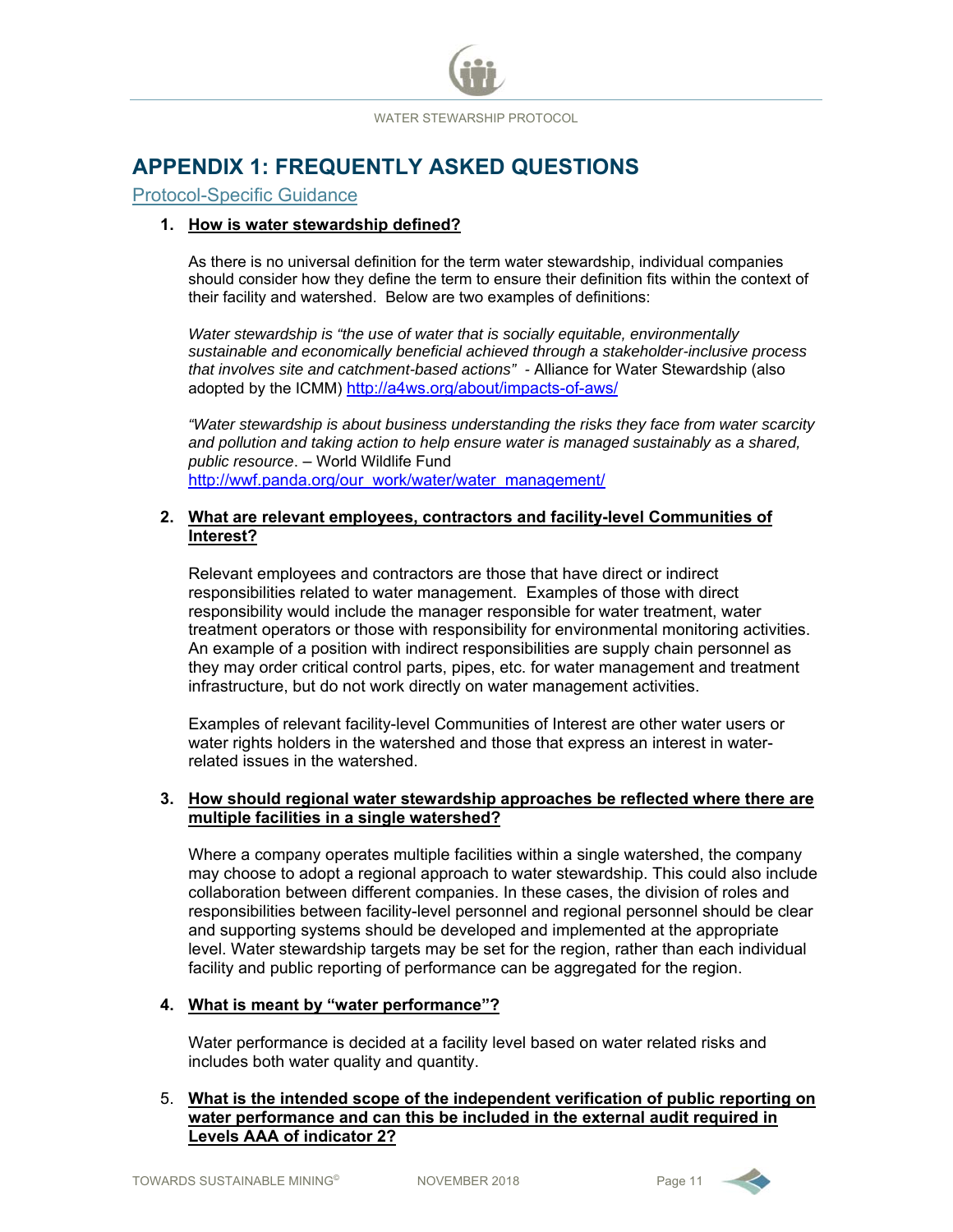# APPENDIX 1: FREQUENTLY ASKED QUESTIONS

## Protocol-Specific Guidance

1. **How is water stewardship defined?**

   As there is no universal definition for the term water stewardship, individual companies should consider how they define the term to ensure their definition fits within the context of their facility and watershed. Below are two examples of definitions:

   *Water stewardship is "the use of water that is socially equitable, environmentally sustainable and economically beneficial achieved through a stakeholder-inclusive process that involves site and catchment-based actions"* - Alliance for Water Stewardship (also adopted by the ICMM) http://a4ws.org/about/impacts-of-aws/

   *"Water stewardship is about business understanding the risks they face from water scarcity and pollution and taking action to help ensure water is managed sustainably as a shared, public resource*. – World Wildlife Fund http://wwf.panda.org/our_work/water/water_management/

2. **What are relevant employees, contractors and facility-level Communities of Interest?**

   Relevant employees and contractors are those that have direct or indirect responsibilities related to water management. Examples of those with direct responsibility would include the manager responsible for water treatment, water treatment operators or those with responsibility for environmental monitoring activities. An example of a position with indirect responsibilities are supply chain personnel as they may order critical control parts, pipes, etc. for water management and treatment infrastructure, but do not work directly on water management activities.

   Examples of relevant facility-level Communities of Interest are other water users or water rights holders in the watershed and those that express an interest in water-related issues in the watershed.

3. **How should regional water stewardship approaches be reflected where there are multiple facilities in a single watershed?**

   Where a company operates multiple facilities within a single watershed, the company may choose to adopt a regional approach to water stewardship. This could also include collaboration between different companies. In these cases, the division of roles and responsibilities between facility-level personnel and regional personnel should be clear and supporting systems should be developed and implemented at the appropriate level. Water stewardship targets may be set for the region, rather than each individual facility and public reporting of performance can be aggregated for the region.

4. **What is meant by "water performance"?**

   Water performance is decided at a facility level based on water related risks and includes both water quality and quantity.

5. **What is the intended scope of the independent verification of public reporting on water performance and can this be included in the external audit required in Levels AAA of indicator 2?**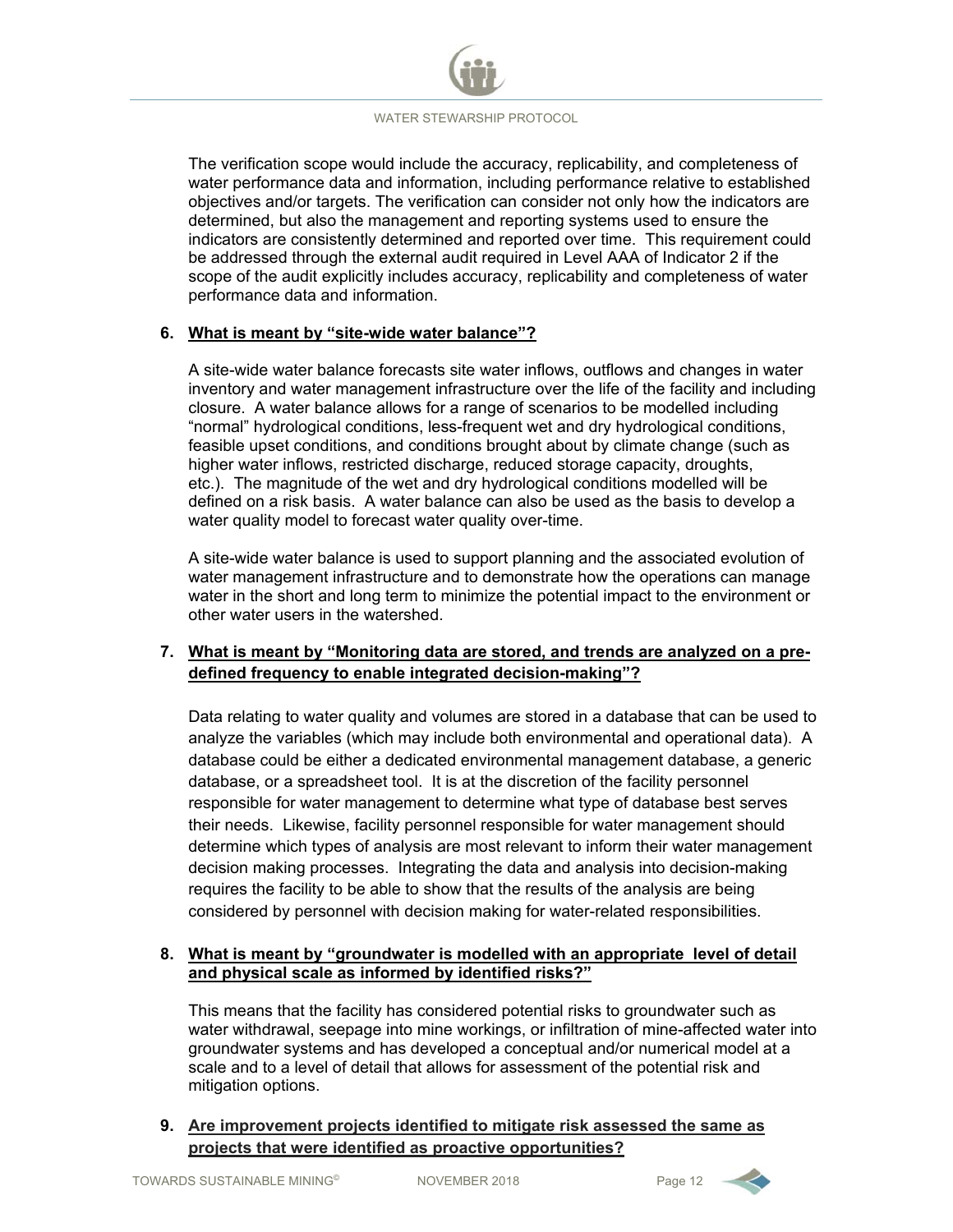The verification scope would include the accuracy, replicability, and completeness of water performance data and information, including performance relative to established objectives and/or targets. The verification can consider not only how the indicators are determined, but also the management and reporting systems used to ensure the indicators are consistently determined and reported over time. This requirement could be addressed through the external audit required in Level AAA of Indicator 2 if the scope of the audit explicitly includes accuracy, replicability and completeness of water performance data and information.

**6. <u>What is meant by "site-wide water balance"?</u>**

A site-wide water balance forecasts site water inflows, outflows and changes in water inventory and water management infrastructure over the life of the facility and including closure. A water balance allows for a range of scenarios to be modelled including "normal" hydrological conditions, less-frequent wet and dry hydrological conditions, feasible upset conditions, and conditions brought about by climate change (such as higher water inflows, restricted discharge, reduced storage capacity, droughts, etc.). The magnitude of the wet and dry hydrological conditions modelled will be defined on a risk basis. A water balance can also be used as the basis to develop a water quality model to forecast water quality over-time.

A site-wide water balance is used to support planning and the associated evolution of water management infrastructure and to demonstrate how the operations can manage water in the short and long term to minimize the potential impact to the environment or other water users in the watershed.

**7. <u>What is meant by "Monitoring data are stored, and trends are analyzed on a pre-defined frequency to enable integrated decision-making"?</u>**

Data relating to water quality and volumes are stored in a database that can be used to analyze the variables (which may include both environmental and operational data). A database could be either a dedicated environmental management database, a generic database, or a spreadsheet tool. It is at the discretion of the facility personnel responsible for water management to determine what type of database best serves their needs. Likewise, facility personnel responsible for water management should determine which types of analysis are most relevant to inform their water management decision making processes. Integrating the data and analysis into decision-making requires the facility to be able to show that the results of the analysis are being considered by personnel with decision making for water-related responsibilities.

**8. <u>What is meant by "groundwater is modelled with an appropriate level of detail and physical scale as informed by identified risks?"</u>**

This means that the facility has considered potential risks to groundwater such as water withdrawal, seepage into mine workings, or infiltration of mine-affected water into groundwater systems and has developed a conceptual and/or numerical model at a scale and to a level of detail that allows for assessment of the potential risk and mitigation options.

**9. <u>Are improvement projects identified to mitigate risk assessed the same as projects that were identified as proactive opportunities?</u>**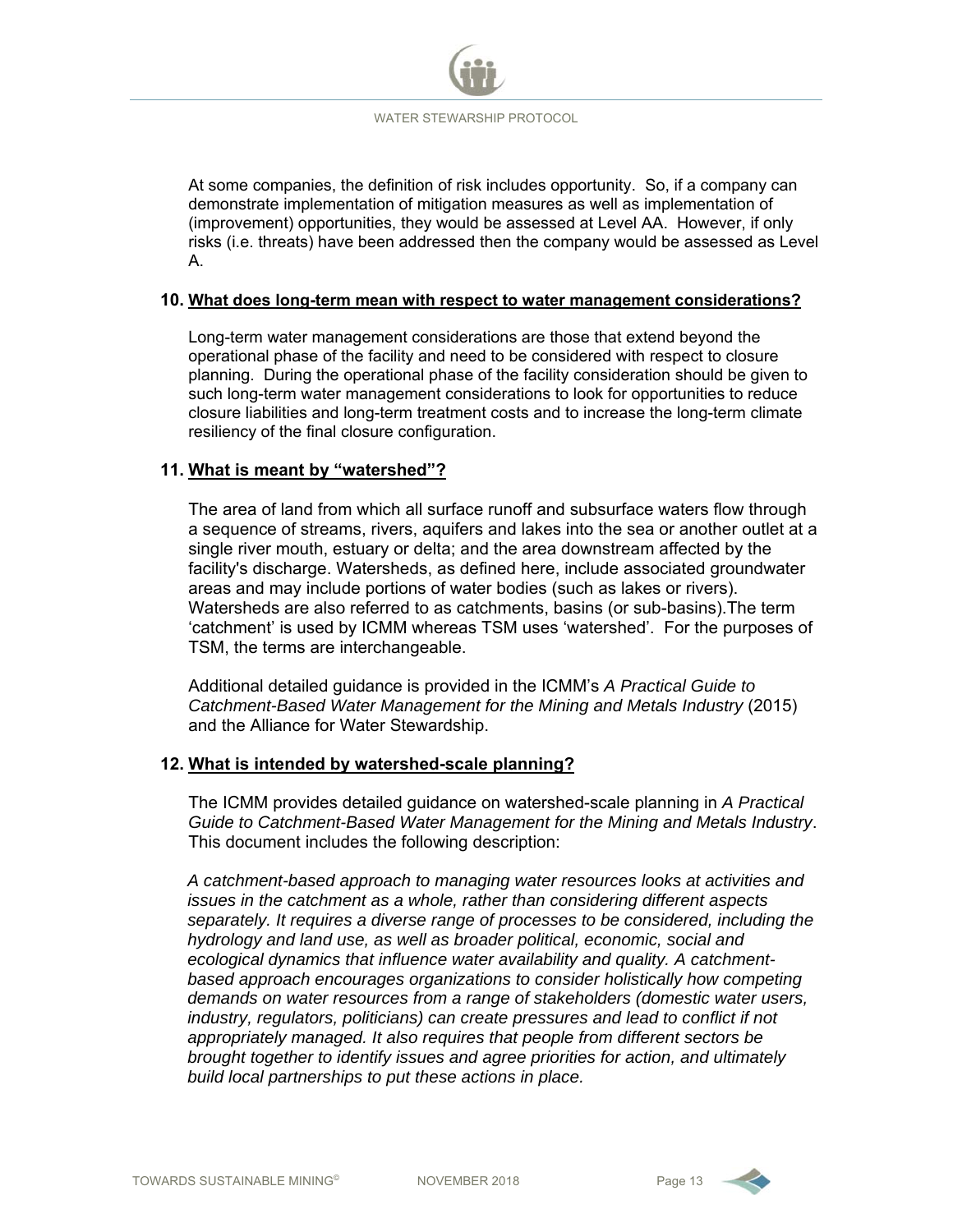At some companies, the definition of risk includes opportunity. So, if a company can demonstrate implementation of mitigation measures as well as implementation of (improvement) opportunities, they would be assessed at Level AA. However, if only risks (i.e. threats) have been addressed then the company would be assessed as Level A.

**10. What does long-term mean with respect to water management considerations?**

Long-term water management considerations are those that extend beyond the operational phase of the facility and need to be considered with respect to closure planning. During the operational phase of the facility consideration should be given to such long-term water management considerations to look for opportunities to reduce closure liabilities and long-term treatment costs and to increase the long-term climate resiliency of the final closure configuration.

**11. What is meant by "watershed"?**

The area of land from which all surface runoff and subsurface waters flow through a sequence of streams, rivers, aquifers and lakes into the sea or another outlet at a single river mouth, estuary or delta; and the area downstream affected by the facility's discharge. Watersheds, as defined here, include associated groundwater areas and may include portions of water bodies (such as lakes or rivers). Watersheds are also referred to as catchments, basins (or sub-basins).The term 'catchment' is used by ICMM whereas TSM uses 'watershed'. For the purposes of TSM, the terms are interchangeable.

Additional detailed guidance is provided in the ICMM's *A Practical Guide to Catchment-Based Water Management for the Mining and Metals Industry* (2015) and the Alliance for Water Stewardship.

**12. What is intended by watershed-scale planning?**

The ICMM provides detailed guidance on watershed-scale planning in *A Practical Guide to Catchment-Based Water Management for the Mining and Metals Industry*. This document includes the following description:

*A catchment-based approach to managing water resources looks at activities and issues in the catchment as a whole, rather than considering different aspects separately. It requires a diverse range of processes to be considered, including the hydrology and land use, as well as broader political, economic, social and ecological dynamics that influence water availability and quality. A catchment-based approach encourages organizations to consider holistically how competing demands on water resources from a range of stakeholders (domestic water users, industry, regulators, politicians) can create pressures and lead to conflict if not appropriately managed. It also requires that people from different sectors be brought together to identify issues and agree priorities for action, and ultimately build local partnerships to put these actions in place.*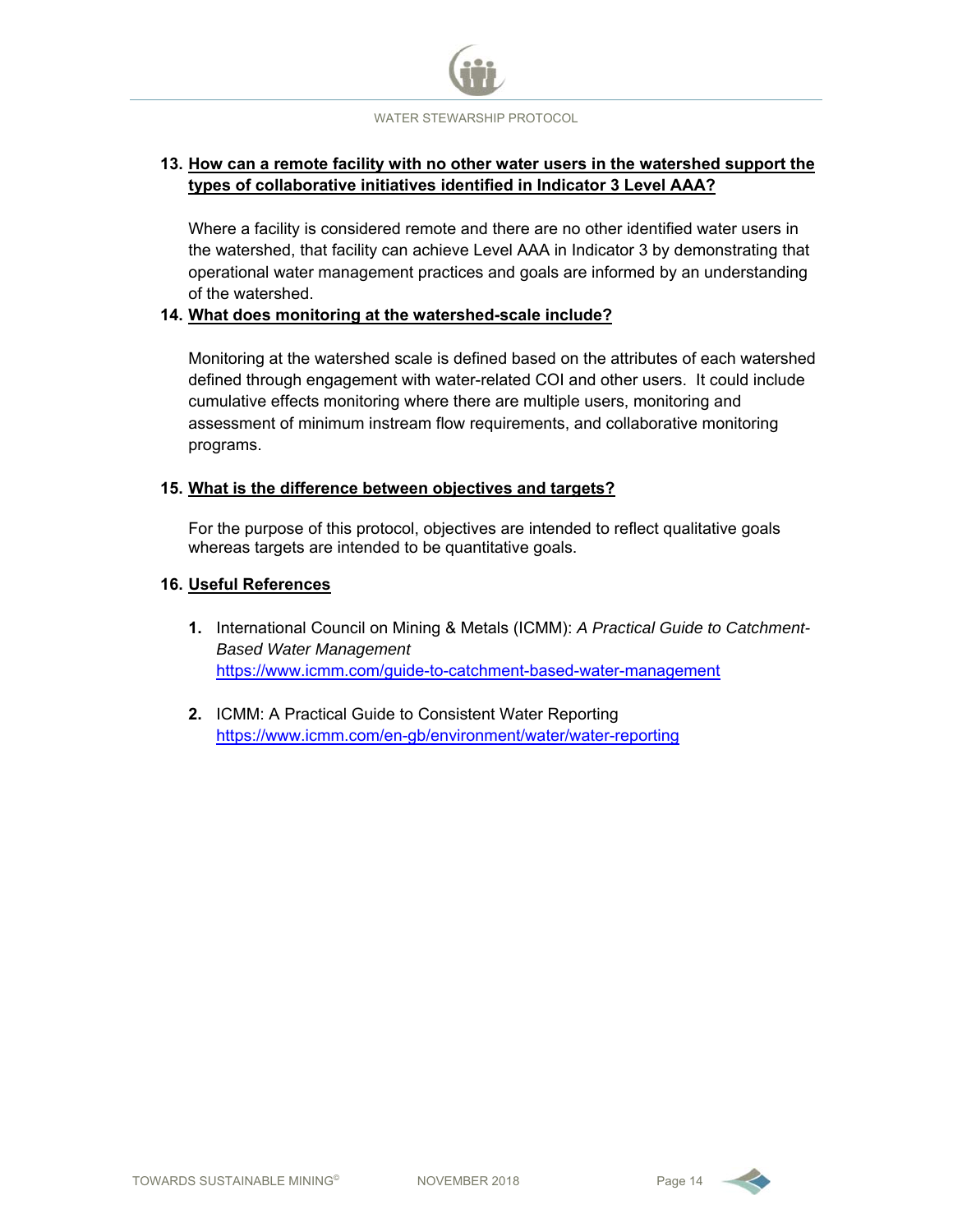**13. How can a remote facility with no other water users in the watershed support the types of collaborative initiatives identified in Indicator 3 Level AAA?**

Where a facility is considered remote and there are no other identified water users in the watershed, that facility can achieve Level AAA in Indicator 3 by demonstrating that operational water management practices and goals are informed by an understanding of the watershed.

**14. What does monitoring at the watershed-scale include?**

Monitoring at the watershed scale is defined based on the attributes of each watershed defined through engagement with water-related COI and other users. It could include cumulative effects monitoring where there are multiple users, monitoring and assessment of minimum instream flow requirements, and collaborative monitoring programs.

**15. What is the difference between objectives and targets?**

For the purpose of this protocol, objectives are intended to reflect qualitative goals whereas targets are intended to be quantitative goals.

**16. Useful References**

1. International Council on Mining & Metals (ICMM): *A Practical Guide to Catchment-Based Water Management*
   https://www.icmm.com/guide-to-catchment-based-water-management

2. ICMM: A Practical Guide to Consistent Water Reporting
   https://www.icmm.com/en-gb/environment/water/water-reporting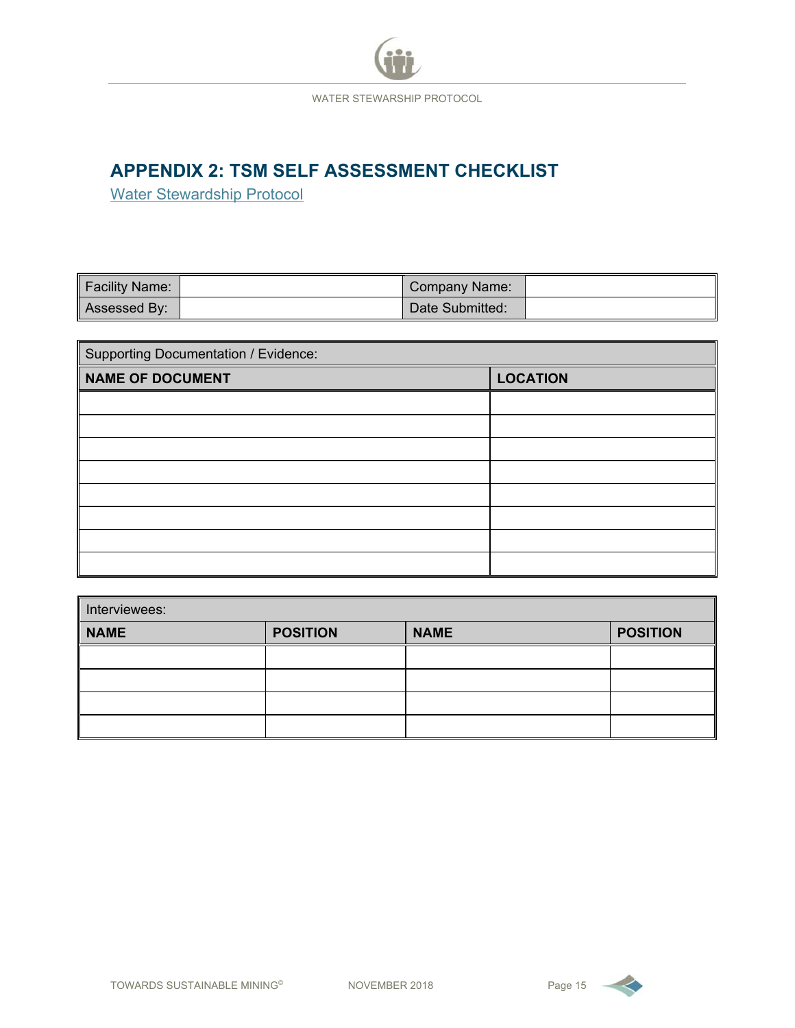# APPENDIX 2: TSM SELF ASSESSMENT CHECKLIST

Water Stewardship Protocol

| Facility Name: | | Company Name: | |
|---|---|---|---|
| Assessed By: | | Date Submitted: | |

| Supporting Documentation / Evidence: | |
|---|---|
| **NAME OF DOCUMENT** | **LOCATION** |
| | |
| | |
| | |
| | |
| | |
| | |
| | |
| | |

| Interviewees: | | | |
|---|---|---|---|
| **NAME** | **POSITION** | **NAME** | **POSITION** |
| | | | |
| | | | |
| | | | |
| | | | |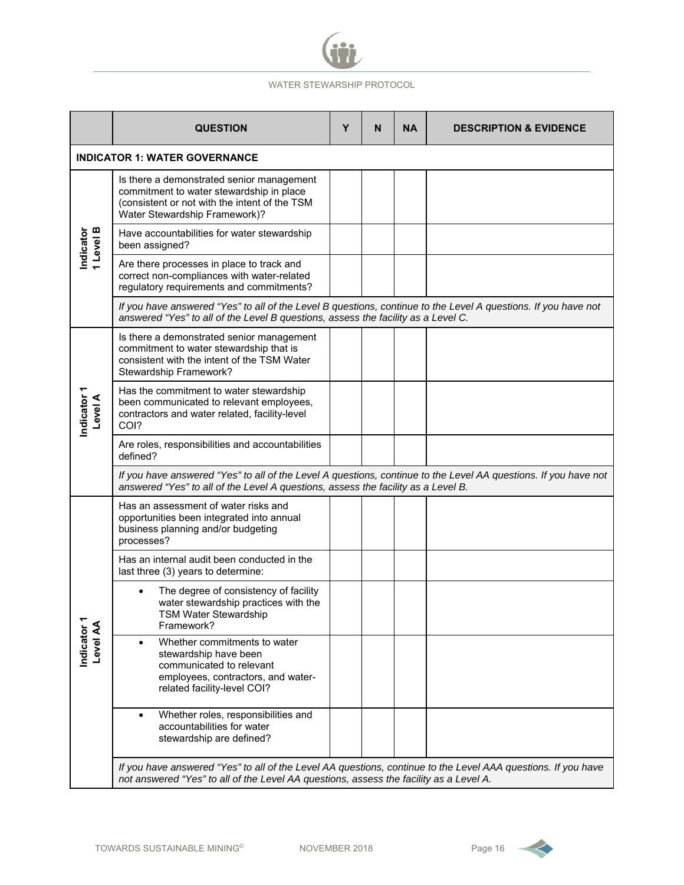| | QUESTION | Y | N | NA | DESCRIPTION & EVIDENCE |
|---|---|---|---|---|---|
| **INDICATOR 1: WATER GOVERNANCE** | | | | | |
| Indicator 1 Level B | Is there a demonstrated senior management commitment to water stewardship in place (consistent or not with the intent of the TSM Water Stewardship Framework)? | | | | |
| | Have accountabilities for water stewardship been assigned? | | | | |
| | Are there processes in place to track and correct non-compliances with water-related regulatory requirements and commitments? | | | | |
| | *If you have answered "Yes" to all of the Level B questions, continue to the Level A questions. If you have not answered "Yes" to all of the Level B questions, assess the facility as a Level C.* | | | | |
| Indicator 1 Level A | Is there a demonstrated senior management commitment to water stewardship that is consistent with the intent of the TSM Water Stewardship Framework? | | | | |
| | Has the commitment to water stewardship been communicated to relevant employees, contractors and water related, facility-level COI? | | | | |
| | Are roles, responsibilities and accountabilities defined? | | | | |
| | *If you have answered "Yes" to all of the Level A questions, continue to the Level AA questions. If you have not answered "Yes" to all of the Level A questions, assess the facility as a Level B.* | | | | |
| Indicator 1 Level AA | Has an assessment of water risks and opportunities been integrated into annual business planning and/or budgeting processes? | | | | |
| | Has an internal audit been conducted in the last three (3) years to determine: | | | | |
| | • The degree of consistency of facility water stewardship practices with the TSM Water Stewardship Framework? | | | | |
| | • Whether commitments to water stewardship have been communicated to relevant employees, contractors, and water-related facility-level COI? | | | | |
| | • Whether roles, responsibilities and accountabilities for water stewardship are defined? | | | | |
| | *If you have answered "Yes" to all of the Level AA questions, continue to the Level AAA questions. If you have not answered "Yes" to all of the Level AA questions, assess the facility as a Level A.* | | | | |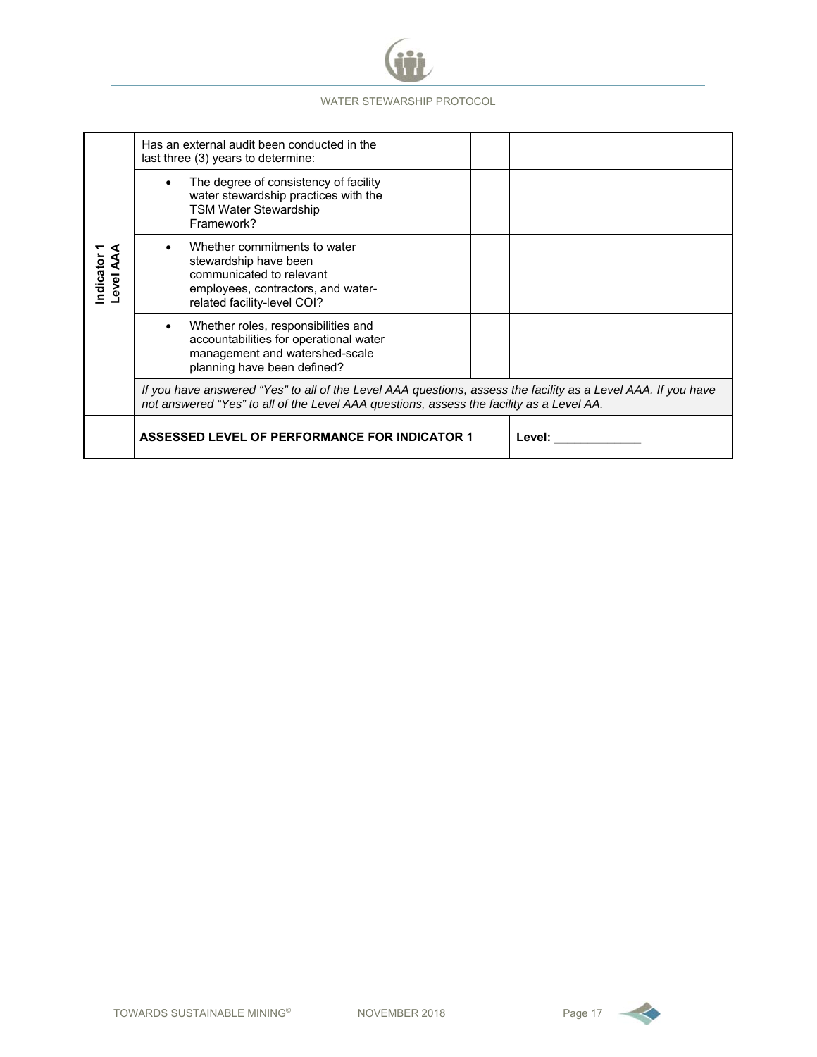| | | | | | |
|---|---|---|---|---|---|
| Indicator 1 Level AAA | Has an external audit been conducted in the last three (3) years to determine: | | | | |
| | • The degree of consistency of facility water stewardship practices with the TSM Water Stewardship Framework? | | | | |
| | • Whether commitments to water stewardship have been communicated to relevant employees, contractors, and water-related facility-level COI? | | | | |
| | • Whether roles, responsibilities and accountabilities for operational water management and watershed-scale planning have been defined? | | | | |
| | *If you have answered "Yes" to all of the Level AAA questions, assess the facility as a Level AAA. If you have not answered "Yes" to all of the Level AAA questions, assess the facility as a Level AA.* | | | | |
| | **ASSESSED LEVEL OF PERFORMANCE FOR INDICATOR 1** | | | | **Level: _____________** |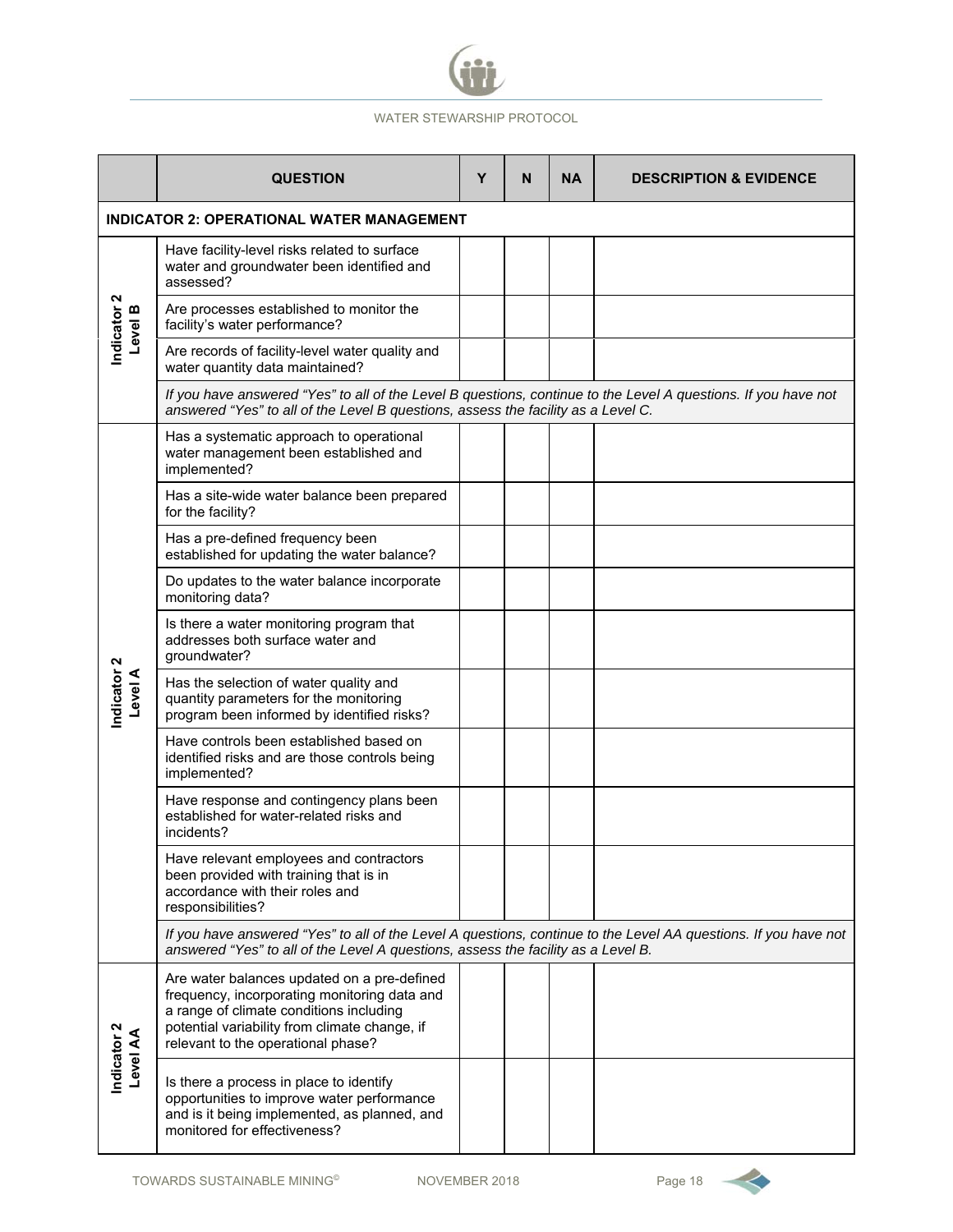| | QUESTION | Y | N | NA | DESCRIPTION & EVIDENCE |
|---|---|---|---|---|---|
| **INDICATOR 2: OPERATIONAL WATER MANAGEMENT** | | | | | |
| Indicator 2 Level B | Have facility-level risks related to surface water and groundwater been identified and assessed? | | | | |
| | Are processes established to monitor the facility's water performance? | | | | |
| | Are records of facility-level water quality and water quantity data maintained? | | | | |
| | *If you have answered "Yes" to all of the Level B questions, continue to the Level A questions. If you have not answered "Yes" to all of the Level B questions, assess the facility as a Level C.* | | | | |
| Indicator 2 Level A | Has a systematic approach to operational water management been established and implemented? | | | | |
| | Has a site-wide water balance been prepared for the facility? | | | | |
| | Has a pre-defined frequency been established for updating the water balance? | | | | |
| | Do updates to the water balance incorporate monitoring data? | | | | |
| | Is there a water monitoring program that addresses both surface water and groundwater? | | | | |
| | Has the selection of water quality and quantity parameters for the monitoring program been informed by identified risks? | | | | |
| | Have controls been established based on identified risks and are those controls being implemented? | | | | |
| | Have response and contingency plans been established for water-related risks and incidents? | | | | |
| | Have relevant employees and contractors been provided with training that is in accordance with their roles and responsibilities? | | | | |
| | *If you have answered "Yes" to all of the Level A questions, continue to the Level AA questions. If you have not answered "Yes" to all of the Level A questions, assess the facility as a Level B.* | | | | |
| Indicator 2 Level AA | Are water balances updated on a pre-defined frequency, incorporating monitoring data and a range of climate conditions including potential variability from climate change, if relevant to the operational phase? | | | | |
| | Is there a process in place to identify opportunities to improve water performance and is it being implemented, as planned, and monitored for effectiveness? | | | | |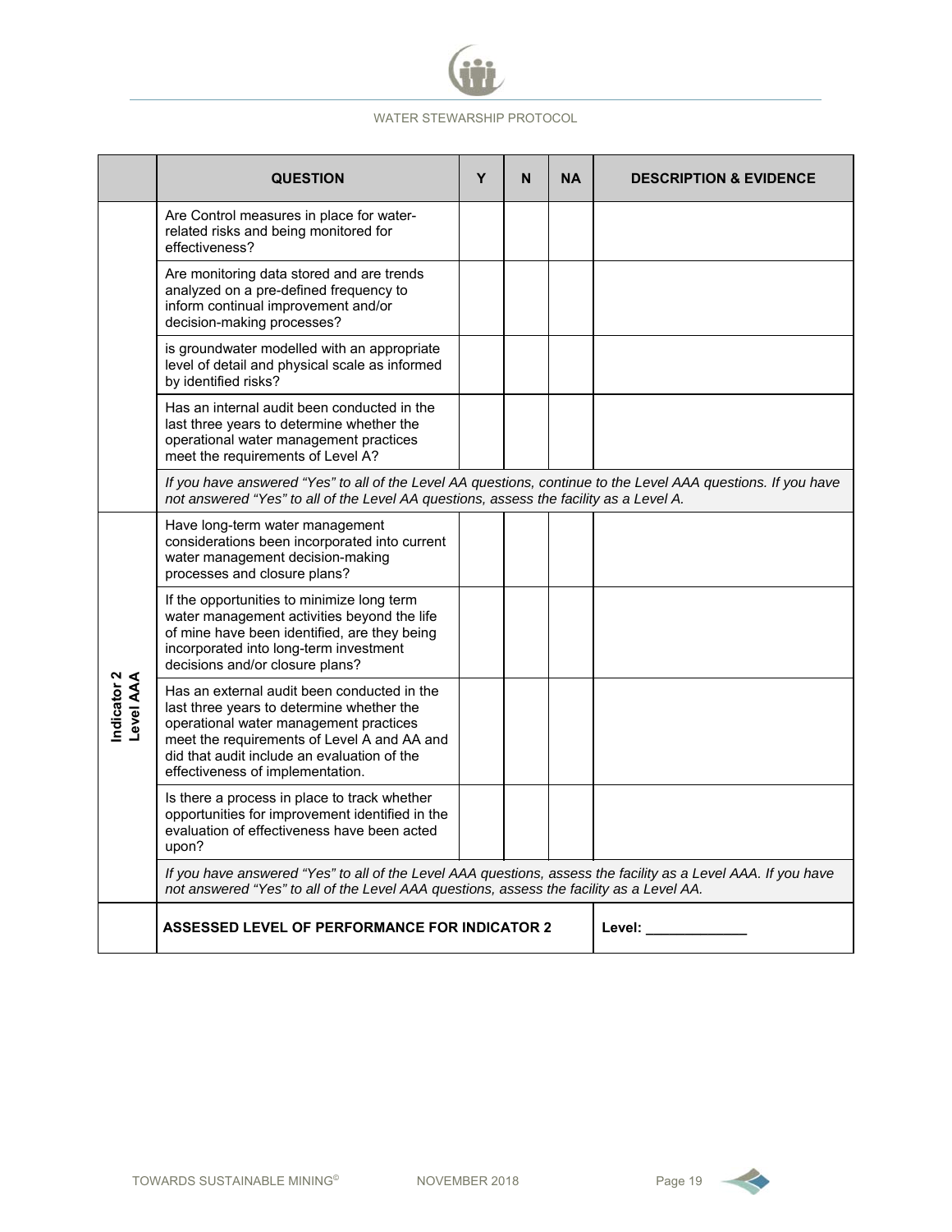| | QUESTION | Y | N | NA | DESCRIPTION & EVIDENCE |
|---|---|---|---|---|---|
| | Are Control measures in place for water-related risks and being monitored for effectiveness? | | | | |
| | Are monitoring data stored and are trends analyzed on a pre-defined frequency to inform continual improvement and/or decision-making processes? | | | | |
| | is groundwater modelled with an appropriate level of detail and physical scale as informed by identified risks? | | | | |
| | Has an internal audit been conducted in the last three years to determine whether the operational water management practices meet the requirements of Level A? | | | | |
| | *If you have answered "Yes" to all of the Level AA questions, continue to the Level AAA questions. If you have not answered "Yes" to all of the Level AA questions, assess the facility as a Level A.* | | | | |
| **Indicator 2 Level AAA** | Have long-term water management considerations been incorporated into current water management decision-making processes and closure plans? | | | | |
| | If the opportunities to minimize long term water management activities beyond the life of mine have been identified, are they being incorporated into long-term investment decisions and/or closure plans? | | | | |
| | Has an external audit been conducted in the last three years to determine whether the operational water management practices meet the requirements of Level A and AA and did that audit include an evaluation of the effectiveness of implementation. | | | | |
| | Is there a process in place to track whether opportunities for improvement identified in the evaluation of effectiveness have been acted upon? | | | | |
| | *If you have answered "Yes" to all of the Level AAA questions, assess the facility as a Level AAA. If you have not answered "Yes" to all of the Level AAA questions, assess the facility as a Level AA.* | | | | |
| | **ASSESSED LEVEL OF PERFORMANCE FOR INDICATOR 2** | | | | **Level: _____________** |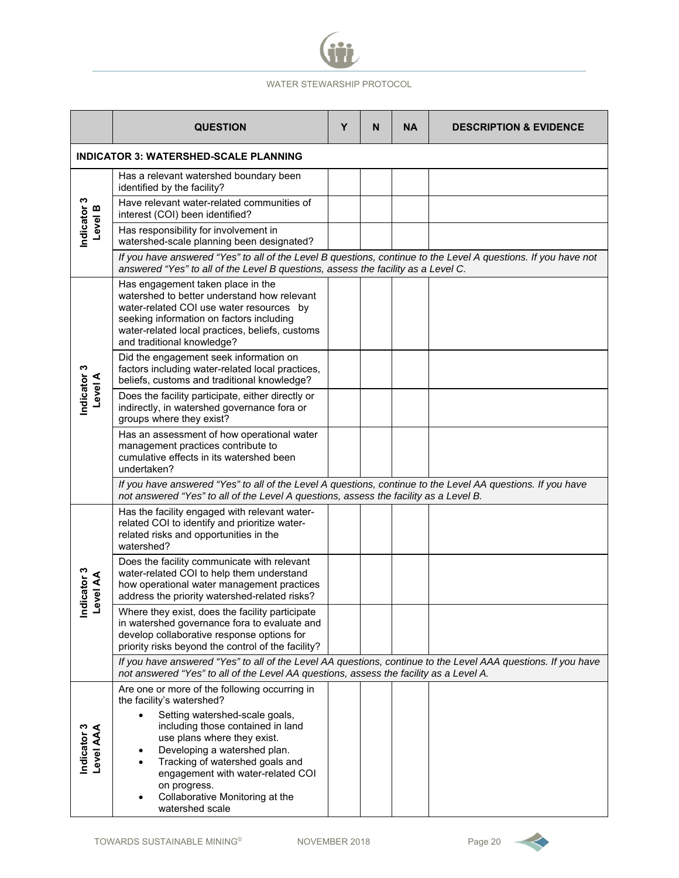| | QUESTION | Y | N | NA | DESCRIPTION & EVIDENCE |
|---|---|---|---|---|---|
| **INDICATOR 3: WATERSHED-SCALE PLANNING** | | | | | |
| Indicator 3 Level B | Has a relevant watershed boundary been identified by the facility? | | | | |
| | Have relevant water-related communities of interest (COI) been identified? | | | | |
| | Has responsibility for involvement in watershed-scale planning been designated? | | | | |
| | *If you have answered "Yes" to all of the Level B questions, continue to the Level A questions. If you have not answered "Yes" to all of the Level B questions, assess the facility as a Level C.* | | | | |
| Indicator 3 Level A | Has engagement taken place in the watershed to better understand how relevant water-related COI use water resources by seeking information on factors including water-related local practices, beliefs, customs and traditional knowledge? | | | | |
| | Did the engagement seek information on factors including water-related local practices, beliefs, customs and traditional knowledge? | | | | |
| | Does the facility participate, either directly or indirectly, in watershed governance fora or groups where they exist? | | | | |
| | Has an assessment of how operational water management practices contribute to cumulative effects in its watershed been undertaken? | | | | |
| | *If you have answered "Yes" to all of the Level A questions, continue to the Level AA questions. If you have not answered "Yes" to all of the Level A questions, assess the facility as a Level B.* | | | | |
| Indicator 3 Level AA | Has the facility engaged with relevant water-related COI to identify and prioritize water-related risks and opportunities in the watershed? | | | | |
| | Does the facility communicate with relevant water-related COI to help them understand how operational water management practices address the priority watershed-related risks? | | | | |
| | Where they exist, does the facility participate in watershed governance fora to evaluate and develop collaborative response options for priority risks beyond the control of the facility? | | | | |
| | *If you have answered "Yes" to all of the Level AA questions, continue to the Level AAA questions. If you have not answered "Yes" to all of the Level AA questions, assess the facility as a Level A.* | | | | |
| Indicator 3 Level AAA | Are one or more of the following occurring in the facility's watershed?<br>• Setting watershed-scale goals, including those contained in land use plans where they exist.<br>• Developing a watershed plan.<br>• Tracking of watershed goals and engagement with water-related COI on progress.<br>• Collaborative Monitoring at the watershed scale | | | | |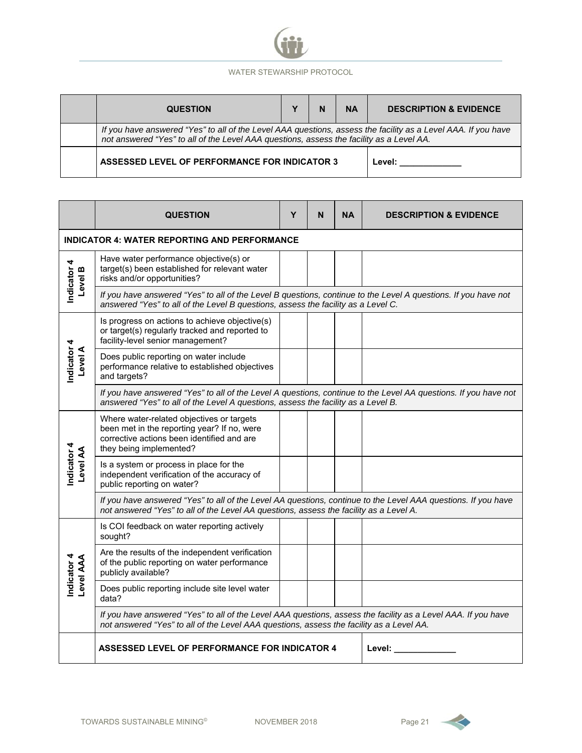| | QUESTION | Y | N | NA | DESCRIPTION & EVIDENCE |
|---|---|---|---|---|---|
| | *If you have answered "Yes" to all of the Level AAA questions, assess the facility as a Level AAA. If you have not answered "Yes" to all of the Level AAA questions, assess the facility as a Level AA.* | | | | |
| | **ASSESSED LEVEL OF PERFORMANCE FOR INDICATOR 3** | | | | **Level: _____________** |

| | QUESTION | Y | N | NA | DESCRIPTION & EVIDENCE |
|---|---|---|---|---|---|
| **INDICATOR 4: WATER REPORTING AND PERFORMANCE** | | | | | |
| **Indicator 4 Level B** | Have water performance objective(s) or target(s) been established for relevant water risks and/or opportunities? | | | | |
| | *If you have answered "Yes" to all of the Level B questions, continue to the Level A questions. If you have not answered "Yes" to all of the Level B questions, assess the facility as a Level C.* | | | | |
| **Indicator 4 Level A** | Is progress on actions to achieve objective(s) or target(s) regularly tracked and reported to facility-level senior management? | | | | |
| | Does public reporting on water include performance relative to established objectives and targets? | | | | |
| | *If you have answered "Yes" to all of the Level A questions, continue to the Level AA questions. If you have not answered "Yes" to all of the Level A questions, assess the facility as a Level B.* | | | | |
| **Indicator 4 Level AA** | Where water-related objectives or targets been met in the reporting year? If no, were corrective actions been identified and are they being implemented? | | | | |
| | Is a system or process in place for the independent verification of the accuracy of public reporting on water? | | | | |
| | *If you have answered "Yes" to all of the Level AA questions, continue to the Level AAA questions. If you have not answered "Yes" to all of the Level AA questions, assess the facility as a Level A.* | | | | |
| **Indicator 4 Level AAA** | Is COI feedback on water reporting actively sought? | | | | |
| | Are the results of the independent verification of the public reporting on water performance publicly available? | | | | |
| | Does public reporting include site level water data? | | | | |
| | *If you have answered "Yes" to all of the Level AAA questions, assess the facility as a Level AAA. If you have not answered "Yes" to all of the Level AAA questions, assess the facility as a Level AA.* | | | | |
| | **ASSESSED LEVEL OF PERFORMANCE FOR INDICATOR 4** | | | | **Level: _____________** |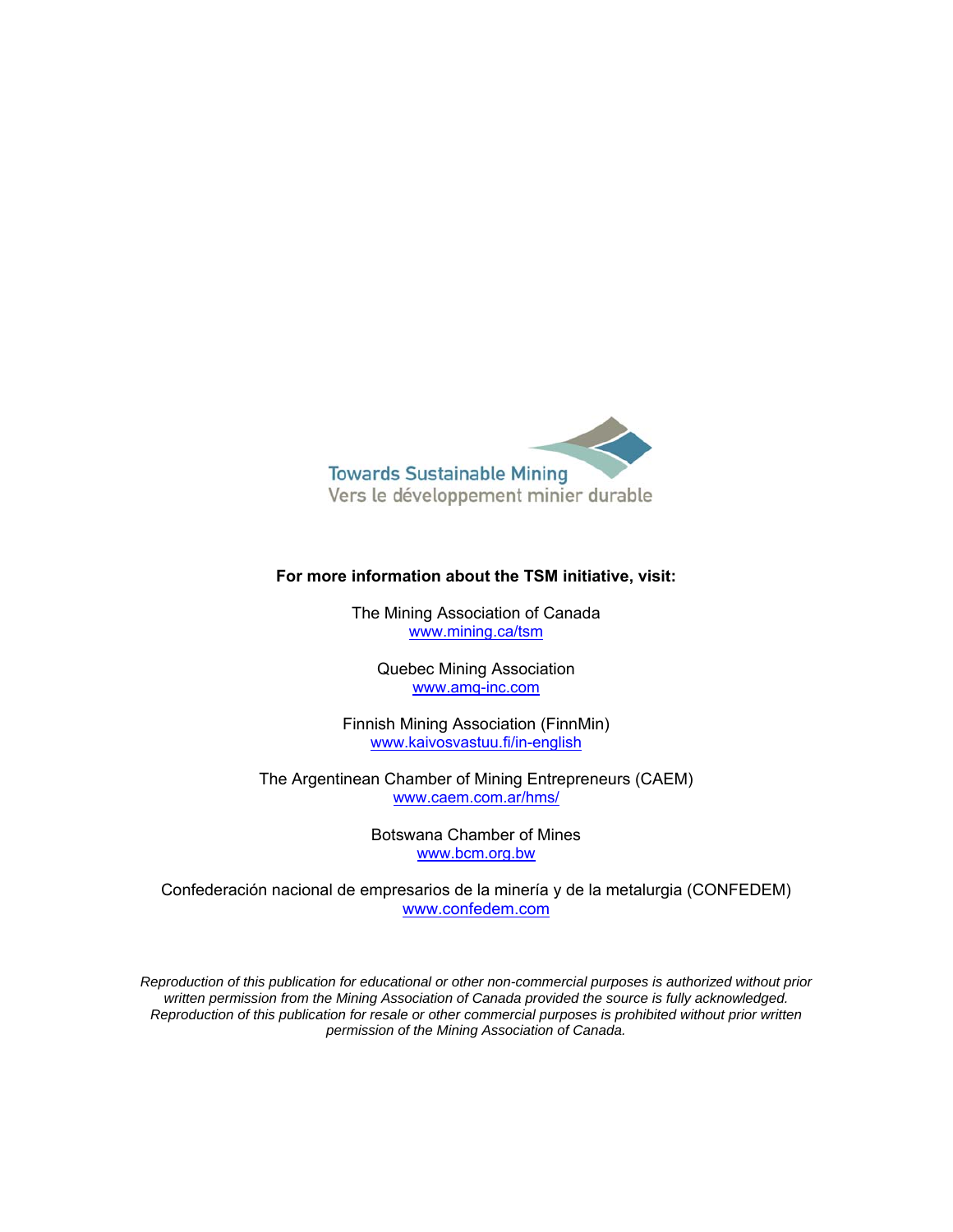Towards Sustainable Mining
Vers le développement minier durable

**For more information about the TSM initiative, visit:**

The Mining Association of Canada
www.mining.ca/tsm

Quebec Mining Association
www.amq-inc.com

Finnish Mining Association (FinnMin)
www.kaivosvastuu.fi/in-english

The Argentinean Chamber of Mining Entrepreneurs (CAEM)
www.caem.com.ar/hms/

Botswana Chamber of Mines
www.bcm.org.bw

Confederación nacional de empresarios de la minería y de la metalurgia (CONFEDEM)
www.confedem.com

*Reproduction of this publication for educational or other non-commercial purposes is authorized without prior written permission from the Mining Association of Canada provided the source is fully acknowledged. Reproduction of this publication for resale or other commercial purposes is prohibited without prior written permission of the Mining Association of Canada.*